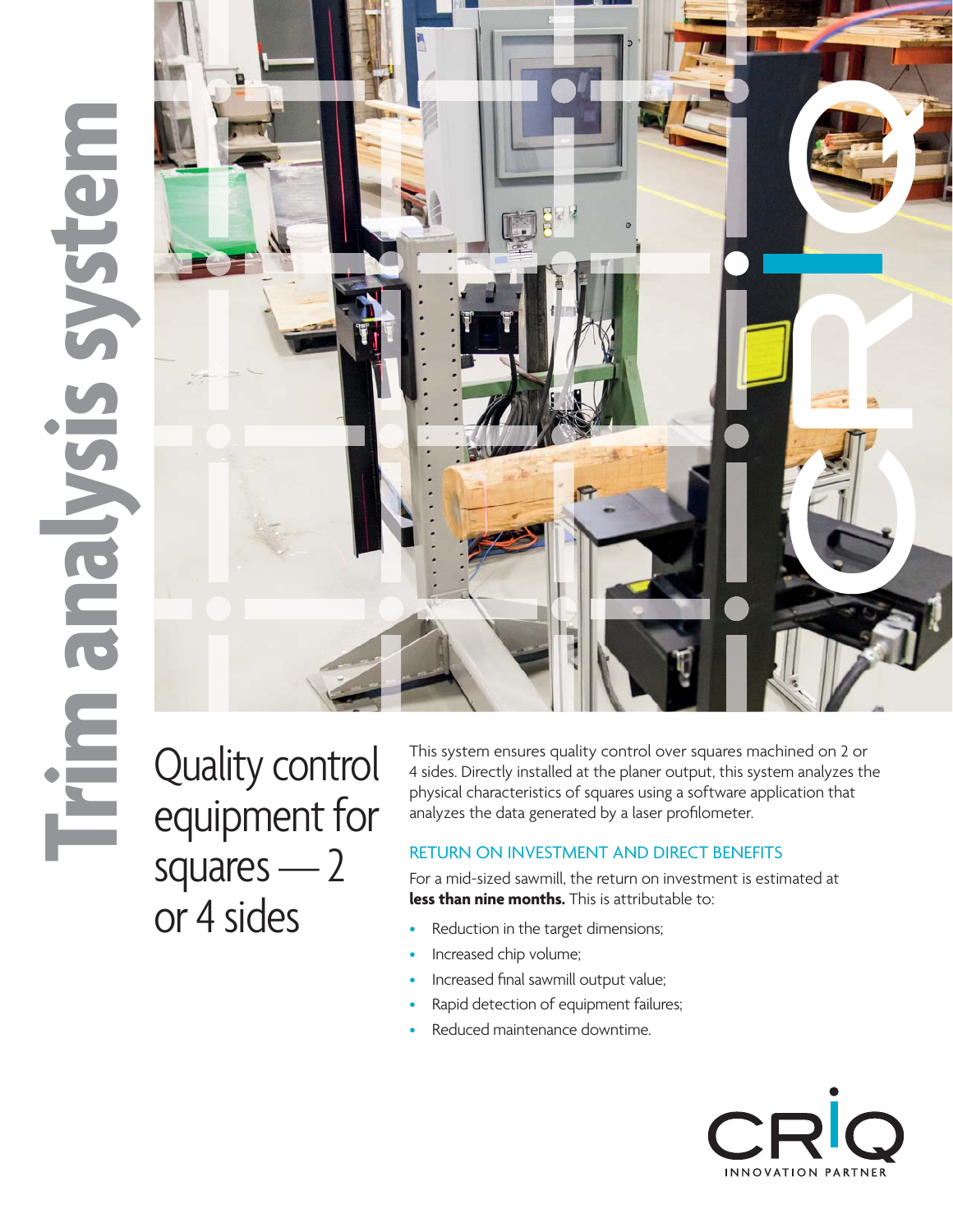# Trim analysis system

## Quality control equipment for squares — 2 or 4 sides

This system ensures quality control over squares machined on 2 or 4 sides. Directly installed at the planer output, this system analyzes the physical characteristics of squares using a software application that analyzes the data generated by a laser profilometer.

### RETURN ON INVESTMENT AND DIRECT BENEFITS

For a mid-sized sawmill, the return on investment is estimated at **less than nine months.** This is attributable to:

- Reduction in the target dimensions;
- Increased chip volume;
- Increased final sawmill output value;
- Rapid detection of equipment failures;
- Reduced maintenance downtime.

CRIQ
INNOVATION PARTNER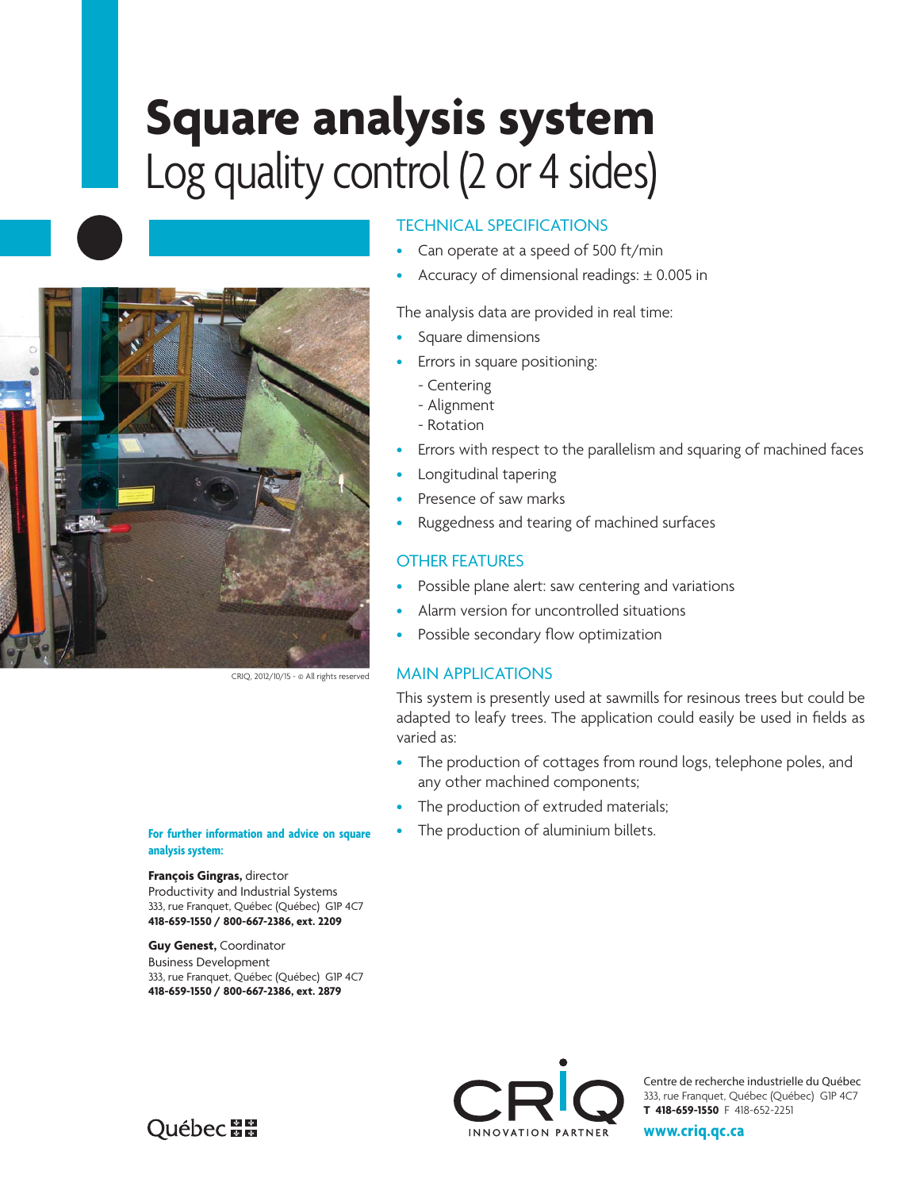# Square analysis system

## Log quality control (2 or 4 sides)

CRIQ, 2012/10/15 - © All rights reserved

### TECHNICAL SPECIFICATIONS

- Can operate at a speed of 500 ft/min
- Accuracy of dimensional readings: ± 0.005 in

The analysis data are provided in real time:

- Square dimensions
- Errors in square positioning:
  - Centering
  - Alignment
  - Rotation
- Errors with respect to the parallelism and squaring of machined faces
- Longitudinal tapering
- Presence of saw marks
- Ruggedness and tearing of machined surfaces

### OTHER FEATURES

- Possible plane alert: saw centering and variations
- Alarm version for uncontrolled situations
- Possible secondary flow optimization

### MAIN APPLICATIONS

This system is presently used at sawmills for resinous trees but could be adapted to leafy trees. The application could easily be used in fields as varied as:

- The production of cottages from round logs, telephone poles, and any other machined components;
- The production of extruded materials;
- The production of aluminium billets.

**For further information and advice on square analysis system:**

**François Gingras,** director
Productivity and Industrial Systems
333, rue Franquet, Québec (Québec) G1P 4C7
**418-659-1550 / 800-667-2386, ext. 2209**

**Guy Genest,** Coordinator
Business Development
333, rue Franquet, Québec (Québec) G1P 4C7
**418-659-1550 / 800-667-2386, ext. 2879**

Québec

CRIQ INNOVATION PARTNER

Centre de recherche industrielle du Québec
333, rue Franquet, Québec (Québec) G1P 4C7
**T 418-659-1550** F 418-652-2251
**www.criq.qc.ca**